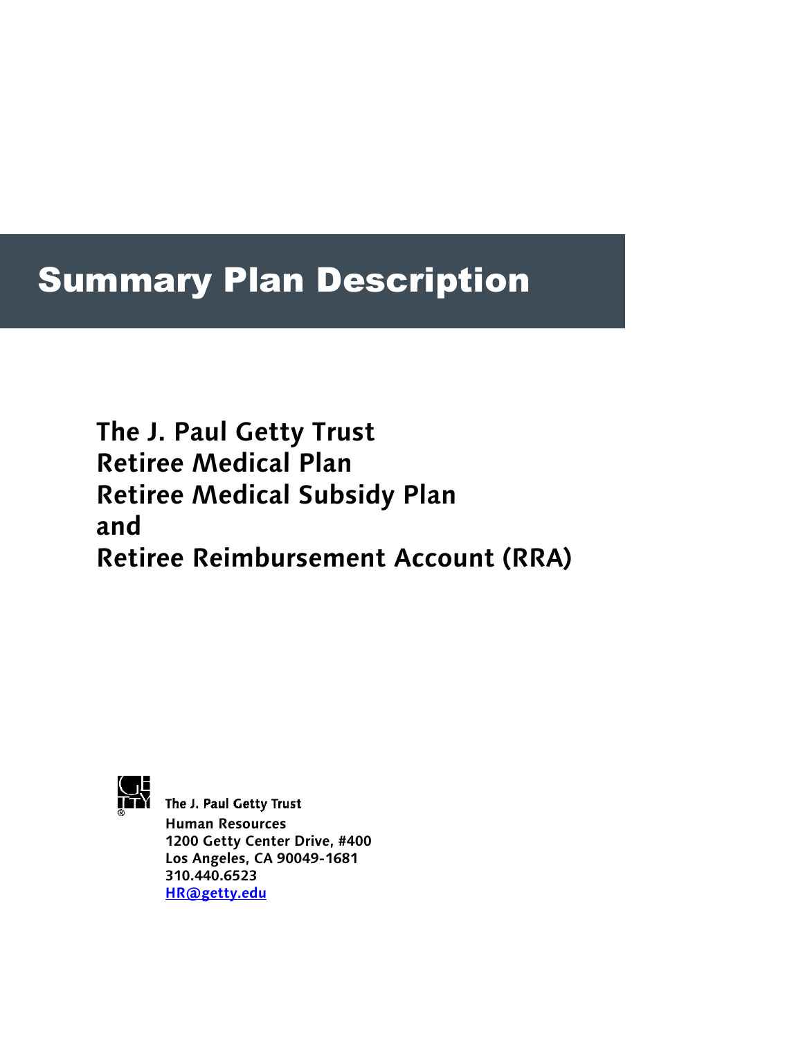# Summary Plan Description

## The J. Paul Getty Trust
## Retiree Medical Plan
## Retiree Medical Subsidy Plan
## and
## Retiree Reimbursement Account (RRA)

The J. Paul Getty Trust
**Human Resources**
**1200 Getty Center Drive, #400**
**Los Angeles, CA 90049-1681**
**310.440.6523**
**HR@getty.edu**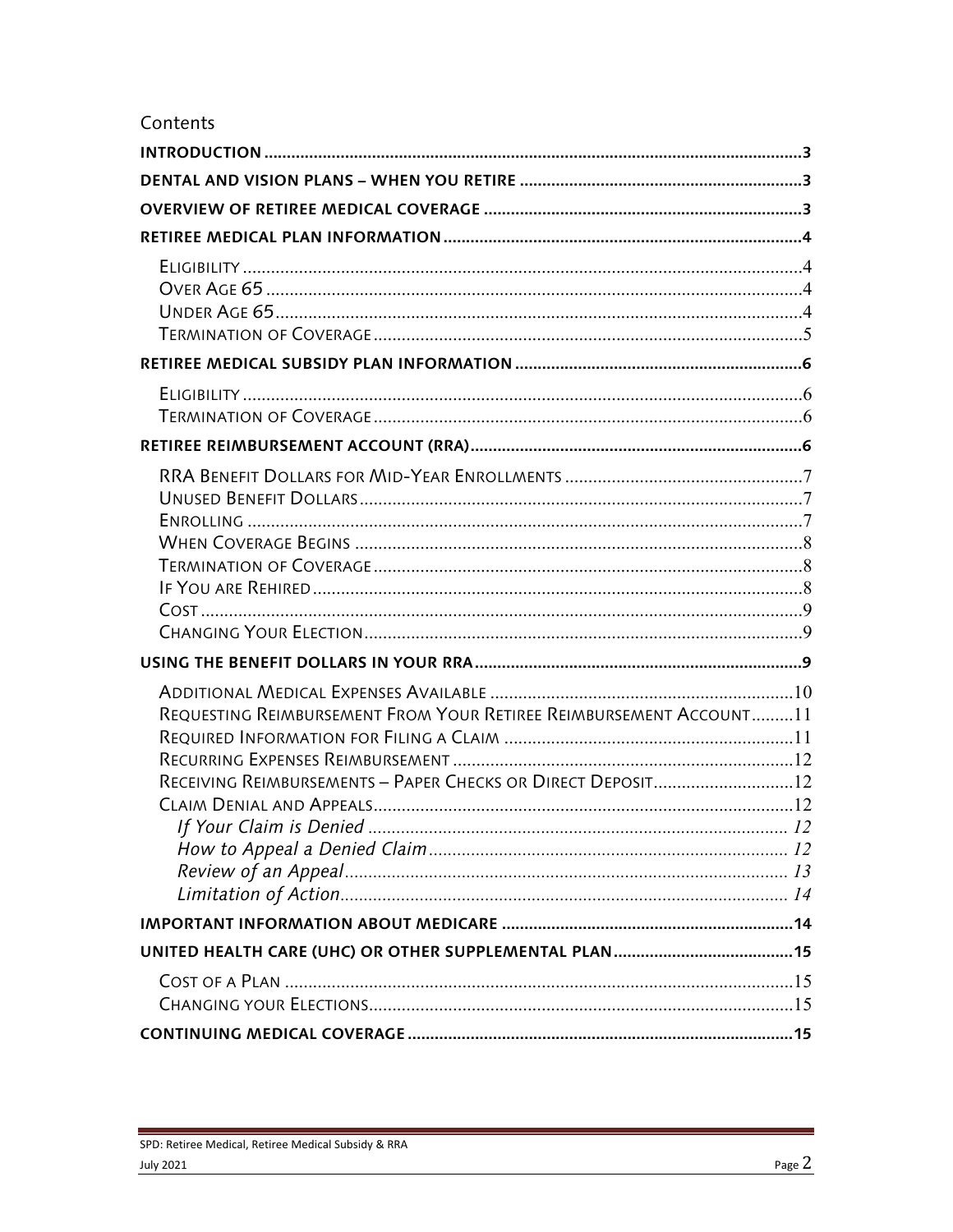# Contents

**INTRODUCTION** ........ 3

**DENTAL AND VISION PLANS – WHEN YOU RETIRE** ........ 3

**OVERVIEW OF RETIREE MEDICAL COVERAGE** ........ 3

**RETIREE MEDICAL PLAN INFORMATION** ........ 4

- ELIGIBILITY ........ 4
- OVER AGE 65 ........ 4
- UNDER AGE 65 ........ 4
- TERMINATION OF COVERAGE ........ 5

**RETIREE MEDICAL SUBSIDY PLAN INFORMATION** ........ 6

- ELIGIBILITY ........ 6
- TERMINATION OF COVERAGE ........ 6

**RETIREE REIMBURSEMENT ACCOUNT (RRA)** ........ 6

- RRA BENEFIT DOLLARS FOR MID-YEAR ENROLLMENTS ........ 7
- UNUSED BENEFIT DOLLARS ........ 7
- ENROLLING ........ 7
- WHEN COVERAGE BEGINS ........ 8
- TERMINATION OF COVERAGE ........ 8
- IF YOU ARE REHIRED ........ 8
- COST ........ 9
- CHANGING YOUR ELECTION ........ 9

**USING THE BENEFIT DOLLARS IN YOUR RRA** ........ 9

- ADDITIONAL MEDICAL EXPENSES AVAILABLE ........ 10
- REQUESTING REIMBURSEMENT FROM YOUR RETIREE REIMBURSEMENT ACCOUNT ........ 11
- REQUIRED INFORMATION FOR FILING A CLAIM ........ 11
- RECURRING EXPENSES REIMBURSEMENT ........ 12
- RECEIVING REIMBURSEMENTS – PAPER CHECKS OR DIRECT DEPOSIT ........ 12
- CLAIM DENIAL AND APPEALS ........ 12
  - *If Your Claim is Denied* ........ 12
  - *How to Appeal a Denied Claim* ........ 12
  - *Review of an Appeal* ........ 13
  - *Limitation of Action* ........ 14

**IMPORTANT INFORMATION ABOUT MEDICARE** ........ 14

**UNITED HEALTH CARE (UHC) OR OTHER SUPPLEMENTAL PLAN** ........ 15

- COST OF A PLAN ........ 15
- CHANGING YOUR ELECTIONS ........ 15

**CONTINUING MEDICAL COVERAGE** ........ 15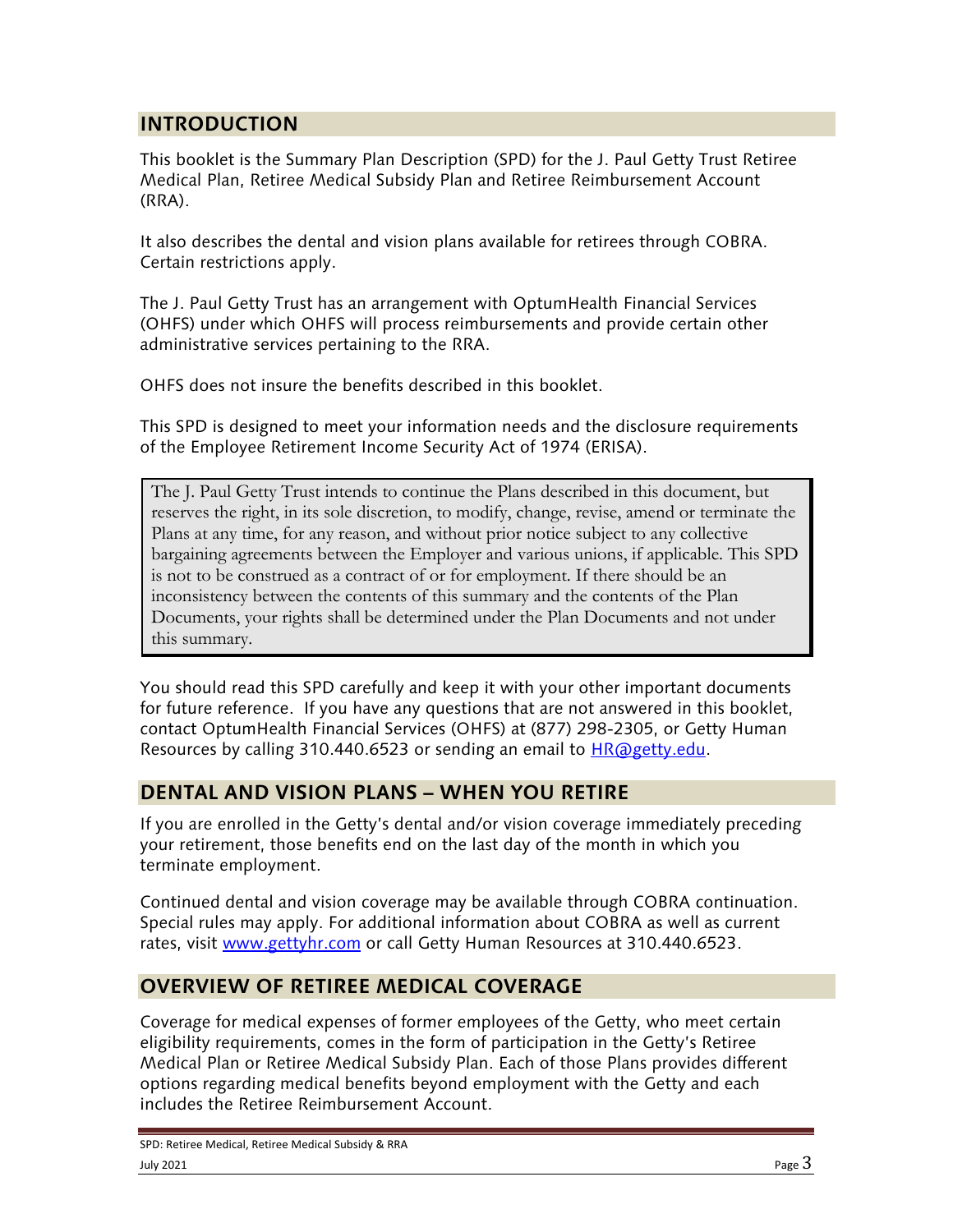## INTRODUCTION

This booklet is the Summary Plan Description (SPD) for the J. Paul Getty Trust Retiree Medical Plan, Retiree Medical Subsidy Plan and Retiree Reimbursement Account (RRA).

It also describes the dental and vision plans available for retirees through COBRA. Certain restrictions apply.

The J. Paul Getty Trust has an arrangement with OptumHealth Financial Services (OHFS) under which OHFS will process reimbursements and provide certain other administrative services pertaining to the RRA.

OHFS does not insure the benefits described in this booklet.

This SPD is designed to meet your information needs and the disclosure requirements of the Employee Retirement Income Security Act of 1974 (ERISA).

> The J. Paul Getty Trust intends to continue the Plans described in this document, but reserves the right, in its sole discretion, to modify, change, revise, amend or terminate the Plans at any time, for any reason, and without prior notice subject to any collective bargaining agreements between the Employer and various unions, if applicable. This SPD is not to be construed as a contract of or for employment. If there should be an inconsistency between the contents of this summary and the contents of the Plan Documents, your rights shall be determined under the Plan Documents and not under this summary.

You should read this SPD carefully and keep it with your other important documents for future reference. If you have any questions that are not answered in this booklet, contact OptumHealth Financial Services (OHFS) at (877) 298-2305, or Getty Human Resources by calling 310.440.6523 or sending an email to HR@getty.edu.

## DENTAL AND VISION PLANS – WHEN YOU RETIRE

If you are enrolled in the Getty's dental and/or vision coverage immediately preceding your retirement, those benefits end on the last day of the month in which you terminate employment.

Continued dental and vision coverage may be available through COBRA continuation. Special rules may apply. For additional information about COBRA as well as current rates, visit www.gettyhr.com or call Getty Human Resources at 310.440.6523.

## OVERVIEW OF RETIREE MEDICAL COVERAGE

Coverage for medical expenses of former employees of the Getty, who meet certain eligibility requirements, comes in the form of participation in the Getty's Retiree Medical Plan or Retiree Medical Subsidy Plan. Each of those Plans provides different options regarding medical benefits beyond employment with the Getty and each includes the Retiree Reimbursement Account.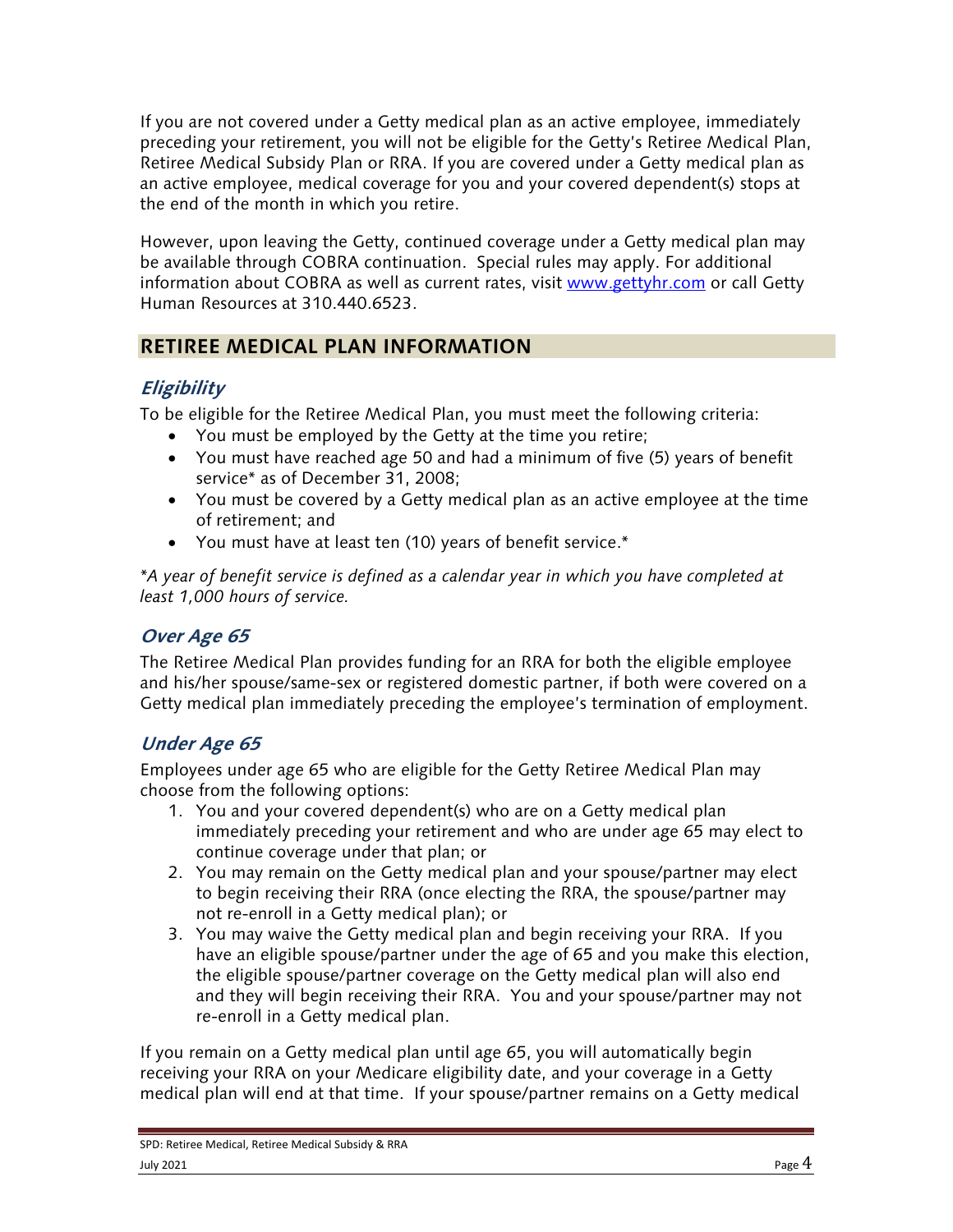If you are not covered under a Getty medical plan as an active employee, immediately preceding your retirement, you will not be eligible for the Getty's Retiree Medical Plan, Retiree Medical Subsidy Plan or RRA. If you are covered under a Getty medical plan as an active employee, medical coverage for you and your covered dependent(s) stops at the end of the month in which you retire.

However, upon leaving the Getty, continued coverage under a Getty medical plan may be available through COBRA continuation. Special rules may apply. For additional information about COBRA as well as current rates, visit [www.gettyhr.com](http://www.gettyhr.com) or call Getty Human Resources at 310.440.6523.

## RETIREE MEDICAL PLAN INFORMATION

### *Eligibility*

To be eligible for the Retiree Medical Plan, you must meet the following criteria:

- You must be employed by the Getty at the time you retire;
- You must have reached age 50 and had a minimum of five (5) years of benefit service* as of December 31, 2008;
- You must be covered by a Getty medical plan as an active employee at the time of retirement; and
- You must have at least ten (10) years of benefit service.*

*\*A year of benefit service is defined as a calendar year in which you have completed at least 1,000 hours of service.*

### *Over Age 65*

The Retiree Medical Plan provides funding for an RRA for both the eligible employee and his/her spouse/same-sex or registered domestic partner, if both were covered on a Getty medical plan immediately preceding the employee's termination of employment.

### *Under Age 65*

Employees under age 65 who are eligible for the Getty Retiree Medical Plan may choose from the following options:

1. You and your covered dependent(s) who are on a Getty medical plan immediately preceding your retirement and who are under age 65 may elect to continue coverage under that plan; or
2. You may remain on the Getty medical plan and your spouse/partner may elect to begin receiving their RRA (once electing the RRA, the spouse/partner may not re-enroll in a Getty medical plan); or
3. You may waive the Getty medical plan and begin receiving your RRA. If you have an eligible spouse/partner under the age of 65 and you make this election, the eligible spouse/partner coverage on the Getty medical plan will also end and they will begin receiving their RRA. You and your spouse/partner may not re-enroll in a Getty medical plan.

If you remain on a Getty medical plan until age 65, you will automatically begin receiving your RRA on your Medicare eligibility date, and your coverage in a Getty medical plan will end at that time. If your spouse/partner remains on a Getty medical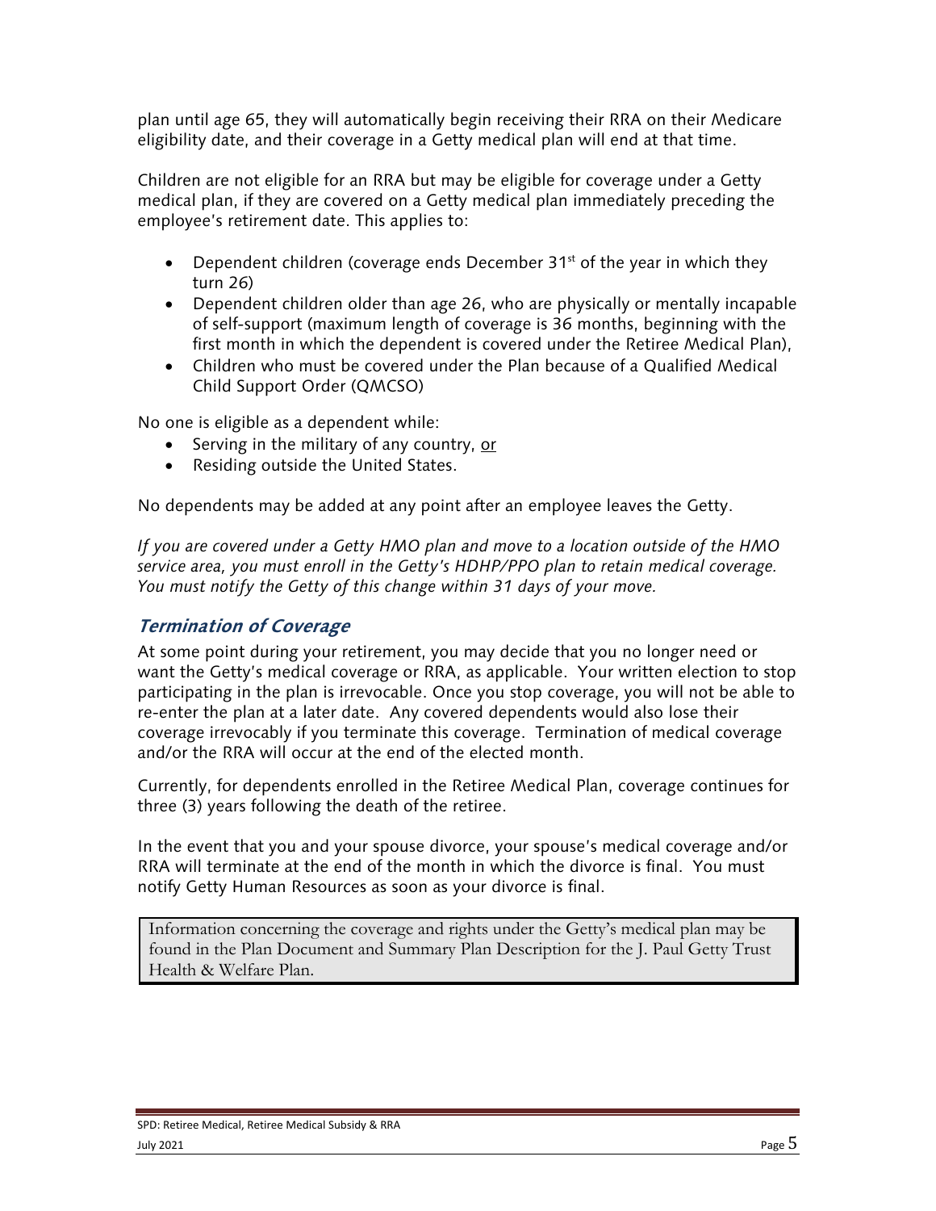plan until age 65, they will automatically begin receiving their RRA on their Medicare eligibility date, and their coverage in a Getty medical plan will end at that time.

Children are not eligible for an RRA but may be eligible for coverage under a Getty medical plan, if they are covered on a Getty medical plan immediately preceding the employee's retirement date. This applies to:

- Dependent children (coverage ends December 31st of the year in which they turn 26)
- Dependent children older than age 26, who are physically or mentally incapable of self-support (maximum length of coverage is 36 months, beginning with the first month in which the dependent is covered under the Retiree Medical Plan),
- Children who must be covered under the Plan because of a Qualified Medical Child Support Order (QMCSO)

No one is eligible as a dependent while:

- Serving in the military of any country, <u>or</u>
- Residing outside the United States.

No dependents may be added at any point after an employee leaves the Getty.

*If you are covered under a Getty HMO plan and move to a location outside of the HMO service area, you must enroll in the Getty's HDHP/PPO plan to retain medical coverage. You must notify the Getty of this change within 31 days of your move.*

## *Termination of Coverage*

At some point during your retirement, you may decide that you no longer need or want the Getty's medical coverage or RRA, as applicable. Your written election to stop participating in the plan is irrevocable. Once you stop coverage, you will not be able to re-enter the plan at a later date. Any covered dependents would also lose their coverage irrevocably if you terminate this coverage. Termination of medical coverage and/or the RRA will occur at the end of the elected month.

Currently, for dependents enrolled in the Retiree Medical Plan, coverage continues for three (3) years following the death of the retiree.

In the event that you and your spouse divorce, your spouse's medical coverage and/or RRA will terminate at the end of the month in which the divorce is final. You must notify Getty Human Resources as soon as your divorce is final.

> Information concerning the coverage and rights under the Getty's medical plan may be found in the Plan Document and Summary Plan Description for the J. Paul Getty Trust Health & Welfare Plan.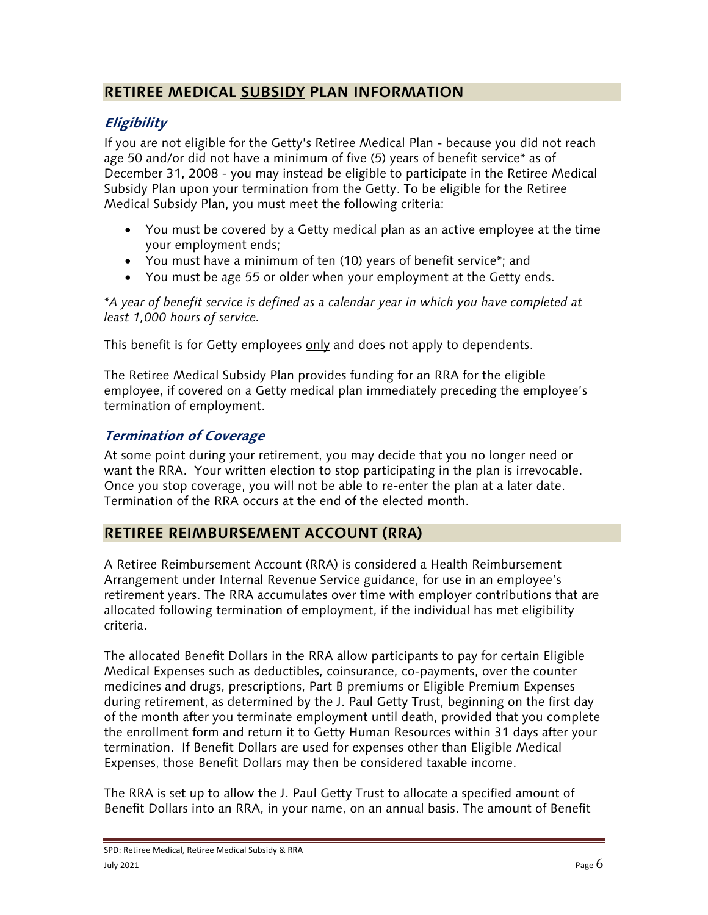## RETIREE MEDICAL SUBSIDY PLAN INFORMATION

### *Eligibility*

If you are not eligible for the Getty's Retiree Medical Plan - because you did not reach age 50 and/or did not have a minimum of five (5) years of benefit service* as of December 31, 2008 - you may instead be eligible to participate in the Retiree Medical Subsidy Plan upon your termination from the Getty. To be eligible for the Retiree Medical Subsidy Plan, you must meet the following criteria:

- You must be covered by a Getty medical plan as an active employee at the time your employment ends;
- You must have a minimum of ten (10) years of benefit service*; and
- You must be age 55 or older when your employment at the Getty ends.

**A year of benefit service is defined as a calendar year in which you have completed at least 1,000 hours of service.*

This benefit is for Getty employees only and does not apply to dependents.

The Retiree Medical Subsidy Plan provides funding for an RRA for the eligible employee, if covered on a Getty medical plan immediately preceding the employee's termination of employment.

### *Termination of Coverage*

At some point during your retirement, you may decide that you no longer need or want the RRA. Your written election to stop participating in the plan is irrevocable. Once you stop coverage, you will not be able to re-enter the plan at a later date. Termination of the RRA occurs at the end of the elected month.

## RETIREE REIMBURSEMENT ACCOUNT (RRA)

A Retiree Reimbursement Account (RRA) is considered a Health Reimbursement Arrangement under Internal Revenue Service guidance, for use in an employee's retirement years. The RRA accumulates over time with employer contributions that are allocated following termination of employment, if the individual has met eligibility criteria.

The allocated Benefit Dollars in the RRA allow participants to pay for certain Eligible Medical Expenses such as deductibles, coinsurance, co-payments, over the counter medicines and drugs, prescriptions, Part B premiums or Eligible Premium Expenses during retirement, as determined by the J. Paul Getty Trust, beginning on the first day of the month after you terminate employment until death, provided that you complete the enrollment form and return it to Getty Human Resources within 31 days after your termination. If Benefit Dollars are used for expenses other than Eligible Medical Expenses, those Benefit Dollars may then be considered taxable income.

The RRA is set up to allow the J. Paul Getty Trust to allocate a specified amount of Benefit Dollars into an RRA, in your name, on an annual basis. The amount of Benefit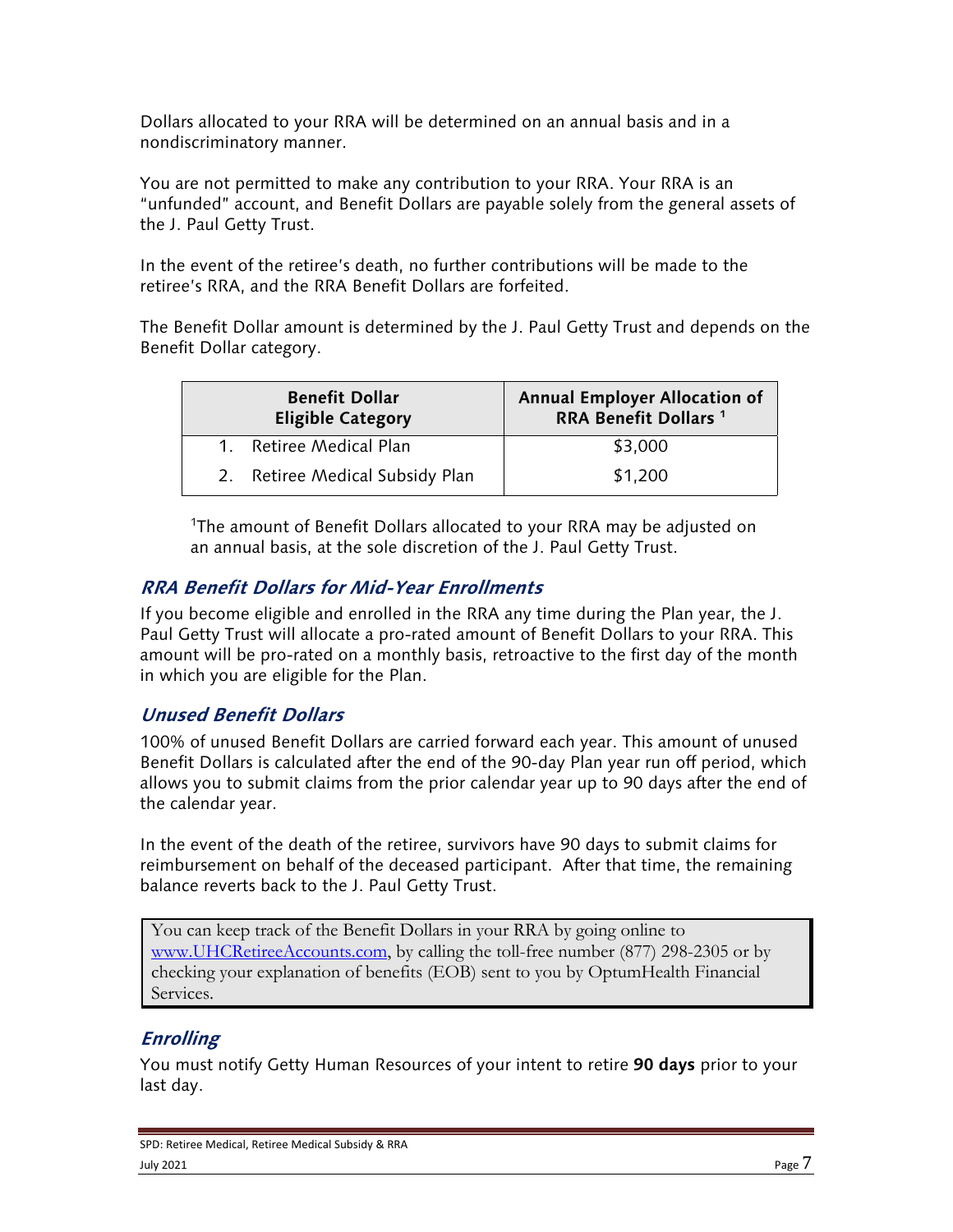Dollars allocated to your RRA will be determined on an annual basis and in a nondiscriminatory manner.

You are not permitted to make any contribution to your RRA. Your RRA is an "unfunded" account, and Benefit Dollars are payable solely from the general assets of the J. Paul Getty Trust.

In the event of the retiree's death, no further contributions will be made to the retiree's RRA, and the RRA Benefit Dollars are forfeited.

The Benefit Dollar amount is determined by the J. Paul Getty Trust and depends on the Benefit Dollar category.

| Benefit Dollar Eligible Category | Annual Employer Allocation of RRA Benefit Dollars [1] |
|---|---|
| 1. Retiree Medical Plan | $3,000 |
| 2. Retiree Medical Subsidy Plan | $1,200 |

[1]The amount of Benefit Dollars allocated to your RRA may be adjusted on an annual basis, at the sole discretion of the J. Paul Getty Trust.

## *RRA Benefit Dollars for Mid-Year Enrollments*

If you become eligible and enrolled in the RRA any time during the Plan year, the J. Paul Getty Trust will allocate a pro-rated amount of Benefit Dollars to your RRA. This amount will be pro-rated on a monthly basis, retroactive to the first day of the month in which you are eligible for the Plan.

## *Unused Benefit Dollars*

100% of unused Benefit Dollars are carried forward each year. This amount of unused Benefit Dollars is calculated after the end of the 90-day Plan year run off period, which allows you to submit claims from the prior calendar year up to 90 days after the end of the calendar year.

In the event of the death of the retiree, survivors have 90 days to submit claims for reimbursement on behalf of the deceased participant. After that time, the remaining balance reverts back to the J. Paul Getty Trust.

> You can keep track of the Benefit Dollars in your RRA by going online to www.UHCRetireeAccounts.com, by calling the toll-free number (877) 298-2305 or by checking your explanation of benefits (EOB) sent to you by OptumHealth Financial Services.

## *Enrolling*

You must notify Getty Human Resources of your intent to retire **90 days** prior to your last day.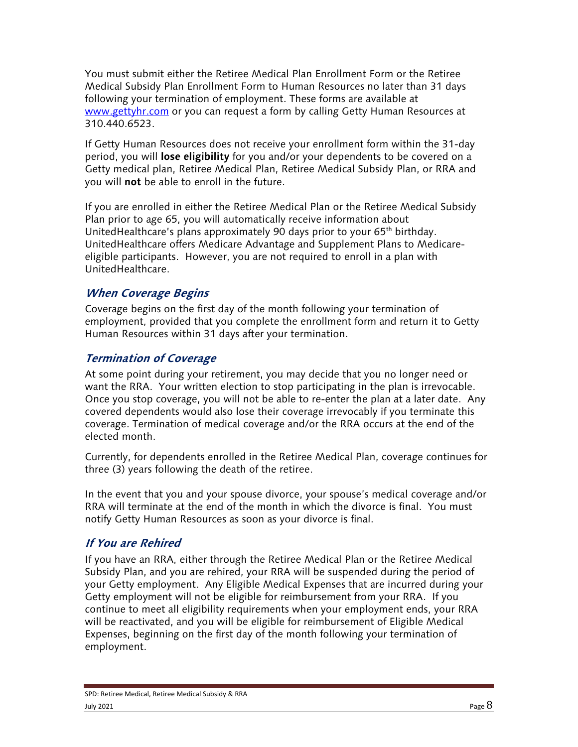You must submit either the Retiree Medical Plan Enrollment Form or the Retiree Medical Subsidy Plan Enrollment Form to Human Resources no later than 31 days following your termination of employment. These forms are available at [www.gettyhr.com](http://www.gettyhr.com) or you can request a form by calling Getty Human Resources at 310.440.6523.

If Getty Human Resources does not receive your enrollment form within the 31-day period, you will **lose eligibility** for you and/or your dependents to be covered on a Getty medical plan, Retiree Medical Plan, Retiree Medical Subsidy Plan, or RRA and you will **not** be able to enroll in the future.

If you are enrolled in either the Retiree Medical Plan or the Retiree Medical Subsidy Plan prior to age 65, you will automatically receive information about UnitedHealthcare's plans approximately 90 days prior to your 65th birthday. UnitedHealthcare offers Medicare Advantage and Supplement Plans to Medicare-eligible participants. However, you are not required to enroll in a plan with UnitedHealthcare.

### *When Coverage Begins*

Coverage begins on the first day of the month following your termination of employment, provided that you complete the enrollment form and return it to Getty Human Resources within 31 days after your termination.

### *Termination of Coverage*

At some point during your retirement, you may decide that you no longer need or want the RRA. Your written election to stop participating in the plan is irrevocable. Once you stop coverage, you will not be able to re-enter the plan at a later date. Any covered dependents would also lose their coverage irrevocably if you terminate this coverage. Termination of medical coverage and/or the RRA occurs at the end of the elected month.

Currently, for dependents enrolled in the Retiree Medical Plan, coverage continues for three (3) years following the death of the retiree.

In the event that you and your spouse divorce, your spouse's medical coverage and/or RRA will terminate at the end of the month in which the divorce is final. You must notify Getty Human Resources as soon as your divorce is final.

### *If You are Rehired*

If you have an RRA, either through the Retiree Medical Plan or the Retiree Medical Subsidy Plan, and you are rehired, your RRA will be suspended during the period of your Getty employment. Any Eligible Medical Expenses that are incurred during your Getty employment will not be eligible for reimbursement from your RRA. If you continue to meet all eligibility requirements when your employment ends, your RRA will be reactivated, and you will be eligible for reimbursement of Eligible Medical Expenses, beginning on the first day of the month following your termination of employment.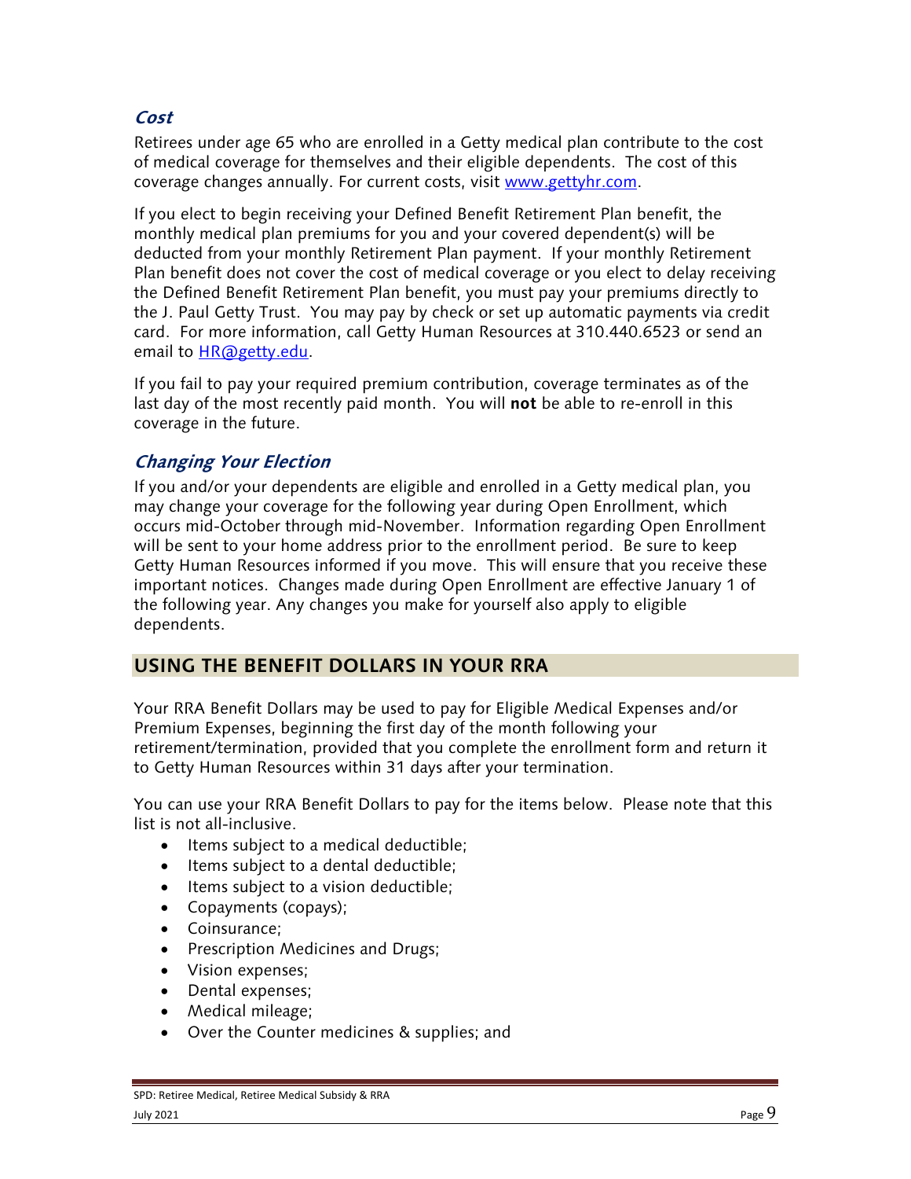### *Cost*

Retirees under age 65 who are enrolled in a Getty medical plan contribute to the cost of medical coverage for themselves and their eligible dependents. The cost of this coverage changes annually. For current costs, visit [www.gettyhr.com](http://www.gettyhr.com).

If you elect to begin receiving your Defined Benefit Retirement Plan benefit, the monthly medical plan premiums for you and your covered dependent(s) will be deducted from your monthly Retirement Plan payment. If your monthly Retirement Plan benefit does not cover the cost of medical coverage or you elect to delay receiving the Defined Benefit Retirement Plan benefit, you must pay your premiums directly to the J. Paul Getty Trust. You may pay by check or set up automatic payments via credit card. For more information, call Getty Human Resources at 310.440.6523 or send an email to [HR@getty.edu](mailto:HR@getty.edu).

If you fail to pay your required premium contribution, coverage terminates as of the last day of the most recently paid month. You will **not** be able to re-enroll in this coverage in the future.

### *Changing Your Election*

If you and/or your dependents are eligible and enrolled in a Getty medical plan, you may change your coverage for the following year during Open Enrollment, which occurs mid-October through mid-November. Information regarding Open Enrollment will be sent to your home address prior to the enrollment period. Be sure to keep Getty Human Resources informed if you move. This will ensure that you receive these important notices. Changes made during Open Enrollment are effective January 1 of the following year. Any changes you make for yourself also apply to eligible dependents.

## USING THE BENEFIT DOLLARS IN YOUR RRA

Your RRA Benefit Dollars may be used to pay for Eligible Medical Expenses and/or Premium Expenses, beginning the first day of the month following your retirement/termination, provided that you complete the enrollment form and return it to Getty Human Resources within 31 days after your termination.

You can use your RRA Benefit Dollars to pay for the items below. Please note that this list is not all-inclusive.

- Items subject to a medical deductible;
- Items subject to a dental deductible;
- Items subject to a vision deductible;
- Copayments (copays);
- Coinsurance;
- Prescription Medicines and Drugs;
- Vision expenses;
- Dental expenses;
- Medical mileage;
- Over the Counter medicines & supplies; and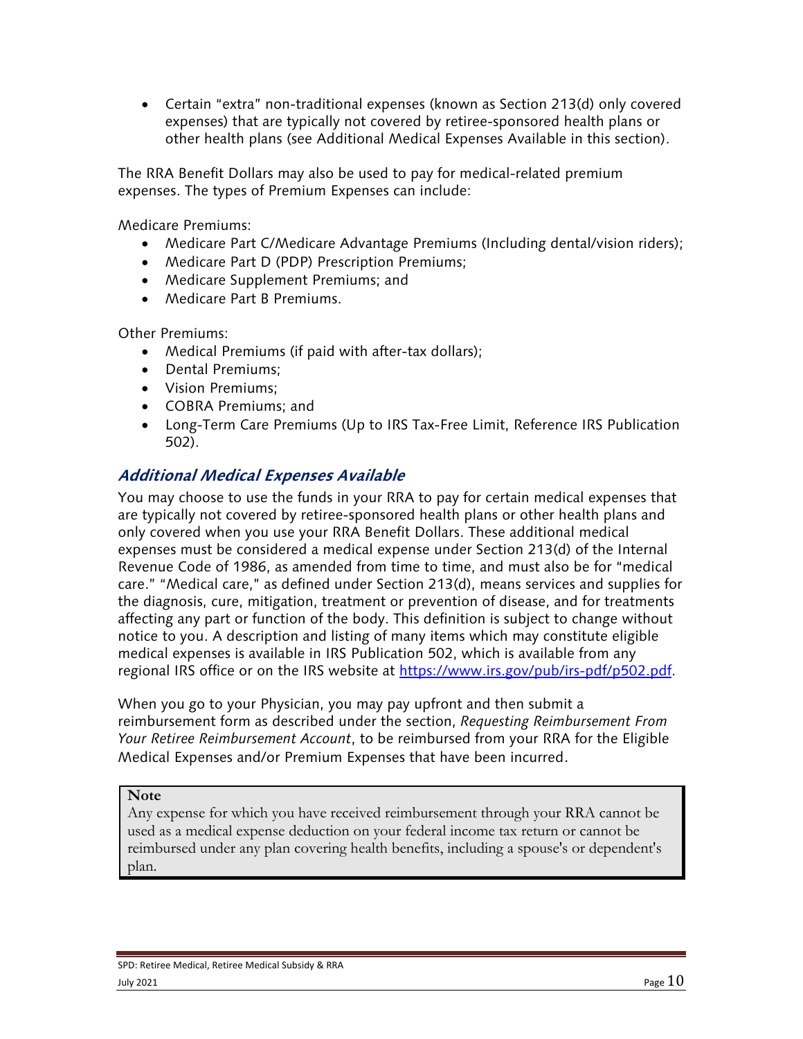- Certain "extra" non-traditional expenses (known as Section 213(d) only covered expenses) that are typically not covered by retiree-sponsored health plans or other health plans (see Additional Medical Expenses Available in this section).

The RRA Benefit Dollars may also be used to pay for medical-related premium expenses. The types of Premium Expenses can include:

Medicare Premiums:

- Medicare Part C/Medicare Advantage Premiums (Including dental/vision riders);
- Medicare Part D (PDP) Prescription Premiums;
- Medicare Supplement Premiums; and
- Medicare Part B Premiums.

Other Premiums:

- Medical Premiums (if paid with after-tax dollars);
- Dental Premiums;
- Vision Premiums;
- COBRA Premiums; and
- Long-Term Care Premiums (Up to IRS Tax-Free Limit, Reference IRS Publication 502).

### *Additional Medical Expenses Available*

You may choose to use the funds in your RRA to pay for certain medical expenses that are typically not covered by retiree-sponsored health plans or other health plans and only covered when you use your RRA Benefit Dollars. These additional medical expenses must be considered a medical expense under Section 213(d) of the Internal Revenue Code of 1986, as amended from time to time, and must also be for "medical care." "Medical care," as defined under Section 213(d), means services and supplies for the diagnosis, cure, mitigation, treatment or prevention of disease, and for treatments affecting any part or function of the body. This definition is subject to change without notice to you. A description and listing of many items which may constitute eligible medical expenses is available in IRS Publication 502, which is available from any regional IRS office or on the IRS website at [https://www.irs.gov/pub/irs-pdf/p502.pdf](https://www.irs.gov/pub/irs-pdf/p502.pdf).

When you go to your Physician, you may pay upfront and then submit a reimbursement form as described under the section, *Requesting Reimbursement From Your Retiree Reimbursement Account*, to be reimbursed from your RRA for the Eligible Medical Expenses and/or Premium Expenses that have been incurred.

> **Note**
> Any expense for which you have received reimbursement through your RRA cannot be used as a medical expense deduction on your federal income tax return or cannot be reimbursed under any plan covering health benefits, including a spouse's or dependent's plan.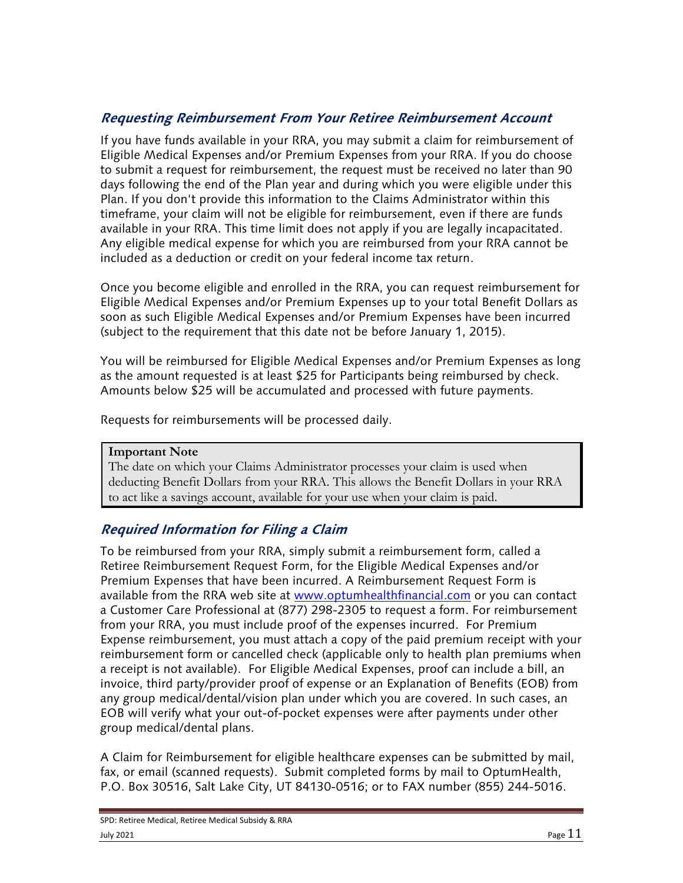## *Requesting Reimbursement From Your Retiree Reimbursement Account*

If you have funds available in your RRA, you may submit a claim for reimbursement of Eligible Medical Expenses and/or Premium Expenses from your RRA. If you do choose to submit a request for reimbursement, the request must be received no later than 90 days following the end of the Plan year and during which you were eligible under this Plan. If you don't provide this information to the Claims Administrator within this timeframe, your claim will not be eligible for reimbursement, even if there are funds available in your RRA. This time limit does not apply if you are legally incapacitated. Any eligible medical expense for which you are reimbursed from your RRA cannot be included as a deduction or credit on your federal income tax return.

Once you become eligible and enrolled in the RRA, you can request reimbursement for Eligible Medical Expenses and/or Premium Expenses up to your total Benefit Dollars as soon as such Eligible Medical Expenses and/or Premium Expenses have been incurred (subject to the requirement that this date not be before January 1, 2015).

You will be reimbursed for Eligible Medical Expenses and/or Premium Expenses as long as the amount requested is at least $25 for Participants being reimbursed by check. Amounts below $25 will be accumulated and processed with future payments.

Requests for reimbursements will be processed daily.

> **Important Note**
> The date on which your Claims Administrator processes your claim is used when deducting Benefit Dollars from your RRA. This allows the Benefit Dollars in your RRA to act like a savings account, available for your use when your claim is paid.

## *Required Information for Filing a Claim*

To be reimbursed from your RRA, simply submit a reimbursement form, called a Retiree Reimbursement Request Form, for the Eligible Medical Expenses and/or Premium Expenses that have been incurred. A Reimbursement Request Form is available from the RRA web site at www.optumhealthfinancial.com or you can contact a Customer Care Professional at (877) 298-2305 to request a form. For reimbursement from your RRA, you must include proof of the expenses incurred. For Premium Expense reimbursement, you must attach a copy of the paid premium receipt with your reimbursement form or cancelled check (applicable only to health plan premiums when a receipt is not available). For Eligible Medical Expenses, proof can include a bill, an invoice, third party/provider proof of expense or an Explanation of Benefits (EOB) from any group medical/dental/vision plan under which you are covered. In such cases, an EOB will verify what your out-of-pocket expenses were after payments under other group medical/dental plans.

A Claim for Reimbursement for eligible healthcare expenses can be submitted by mail, fax, or email (scanned requests). Submit completed forms by mail to OptumHealth, P.O. Box 30516, Salt Lake City, UT 84130-0516; or to FAX number (855) 244-5016.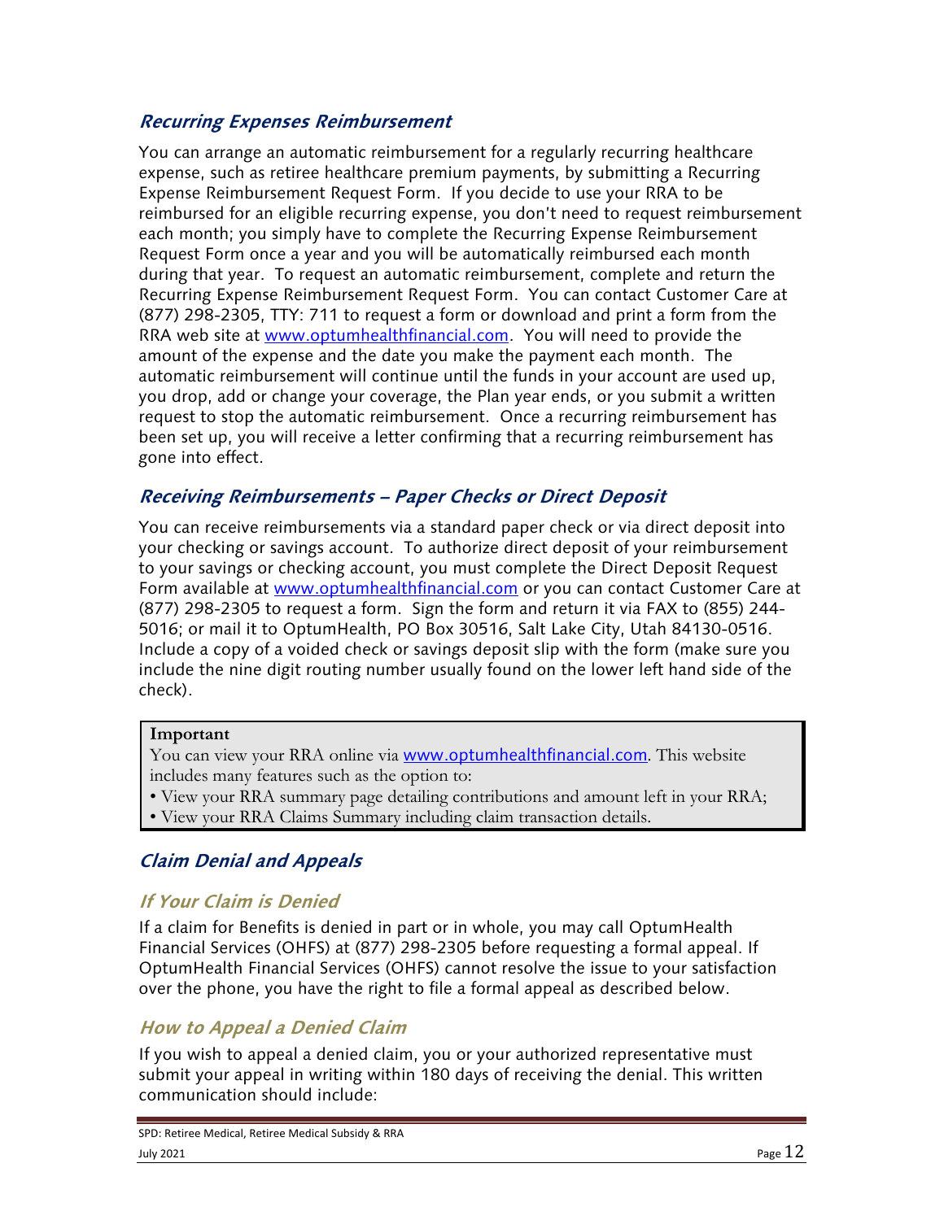### *Recurring Expenses Reimbursement*

You can arrange an automatic reimbursement for a regularly recurring healthcare expense, such as retiree healthcare premium payments, by submitting a Recurring Expense Reimbursement Request Form. If you decide to use your RRA to be reimbursed for an eligible recurring expense, you don't need to request reimbursement each month; you simply have to complete the Recurring Expense Reimbursement Request Form once a year and you will be automatically reimbursed each month during that year. To request an automatic reimbursement, complete and return the Recurring Expense Reimbursement Request Form. You can contact Customer Care at (877) 298-2305, TTY: 711 to request a form or download and print a form from the RRA web site at www.optumhealthfinancial.com. You will need to provide the amount of the expense and the date you make the payment each month. The automatic reimbursement will continue until the funds in your account are used up, you drop, add or change your coverage, the Plan year ends, or you submit a written request to stop the automatic reimbursement. Once a recurring reimbursement has been set up, you will receive a letter confirming that a recurring reimbursement has gone into effect.

### *Receiving Reimbursements – Paper Checks or Direct Deposit*

You can receive reimbursements via a standard paper check or via direct deposit into your checking or savings account. To authorize direct deposit of your reimbursement to your savings or checking account, you must complete the Direct Deposit Request Form available at www.optumhealthfinancial.com or you can contact Customer Care at (877) 298-2305 to request a form. Sign the form and return it via FAX to (855) 244-5016; or mail it to OptumHealth, PO Box 30516, Salt Lake City, Utah 84130-0516. Include a copy of a voided check or savings deposit slip with the form (make sure you include the nine digit routing number usually found on the lower left hand side of the check).

> **Important**
> You can view your RRA online via www.optumhealthfinancial.com. This website includes many features such as the option to:
> - View your RRA summary page detailing contributions and amount left in your RRA;
> - View your RRA Claims Summary including claim transaction details.

### *Claim Denial and Appeals*

#### *If Your Claim is Denied*

If a claim for Benefits is denied in part or in whole, you may call OptumHealth Financial Services (OHFS) at (877) 298-2305 before requesting a formal appeal. If OptumHealth Financial Services (OHFS) cannot resolve the issue to your satisfaction over the phone, you have the right to file a formal appeal as described below.

#### *How to Appeal a Denied Claim*

If you wish to appeal a denied claim, you or your authorized representative must submit your appeal in writing within 180 days of receiving the denial. This written communication should include: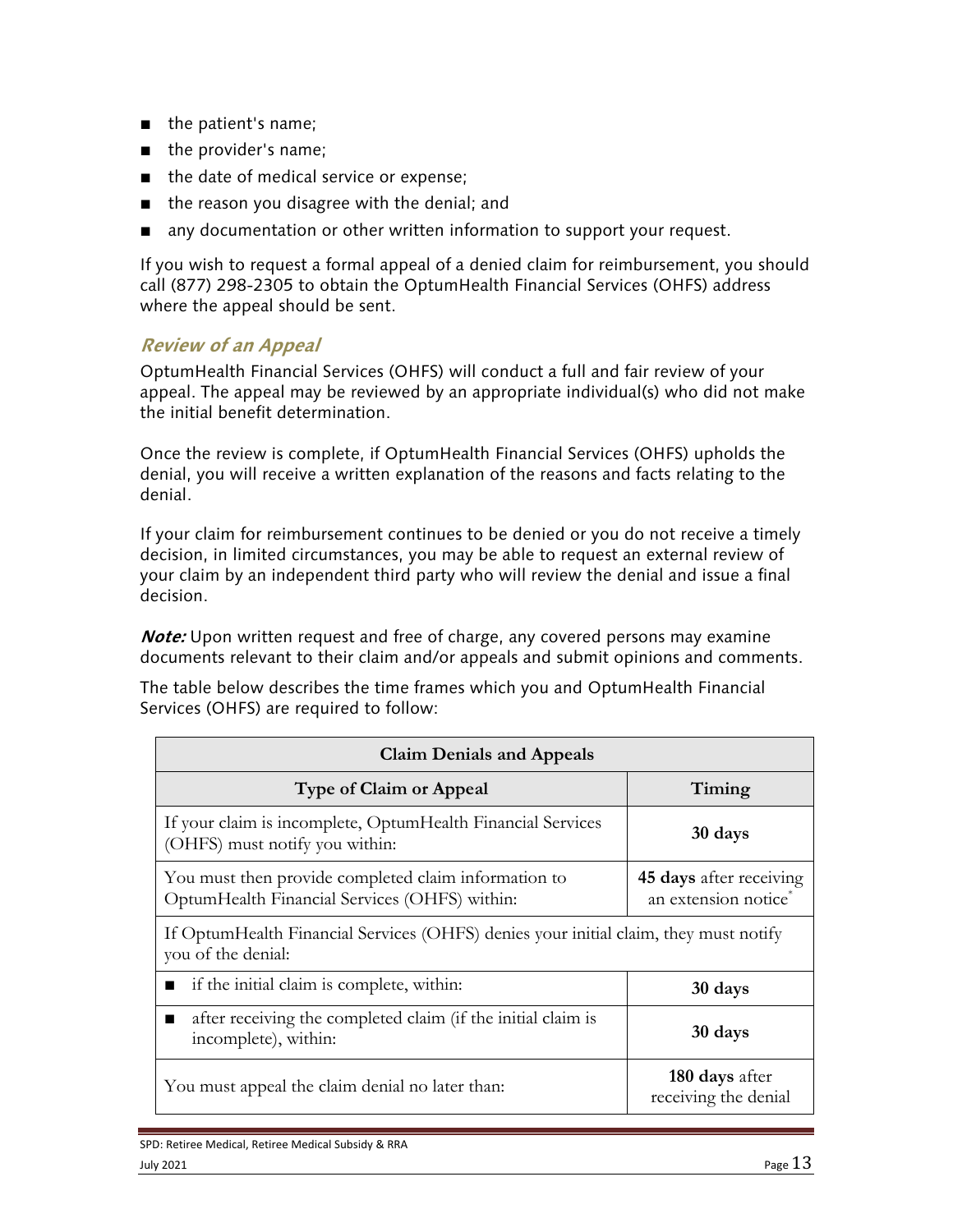- the patient's name;
- the provider's name;
- the date of medical service or expense;
- the reason you disagree with the denial; and
- any documentation or other written information to support your request.

If you wish to request a formal appeal of a denied claim for reimbursement, you should call (877) 298-2305 to obtain the OptumHealth Financial Services (OHFS) address where the appeal should be sent.

### *Review of an Appeal*

OptumHealth Financial Services (OHFS) will conduct a full and fair review of your appeal. The appeal may be reviewed by an appropriate individual(s) who did not make the initial benefit determination.

Once the review is complete, if OptumHealth Financial Services (OHFS) upholds the denial, you will receive a written explanation of the reasons and facts relating to the denial.

If your claim for reimbursement continues to be denied or you do not receive a timely decision, in limited circumstances, you may be able to request an external review of your claim by an independent third party who will review the denial and issue a final decision.

***Note:*** Upon written request and free of charge, any covered persons may examine documents relevant to their claim and/or appeals and submit opinions and comments.

The table below describes the time frames which you and OptumHealth Financial Services (OHFS) are required to follow:

| **Claim Denials and Appeals** | |
|---|---|
| **Type of Claim or Appeal** | **Timing** |
| If your claim is incomplete, OptumHealth Financial Services (OHFS) must notify you within: | **30 days** |
| You must then provide completed claim information to OptumHealth Financial Services (OHFS) within: | **45 days** after receiving an extension notice* |
| If OptumHealth Financial Services (OHFS) denies your initial claim, they must notify you of the denial: | |
| ■ if the initial claim is complete, within: | **30 days** |
| ■ after receiving the completed claim (if the initial claim is incomplete), within: | **30 days** |
| You must appeal the claim denial no later than: | **180 days** after receiving the denial |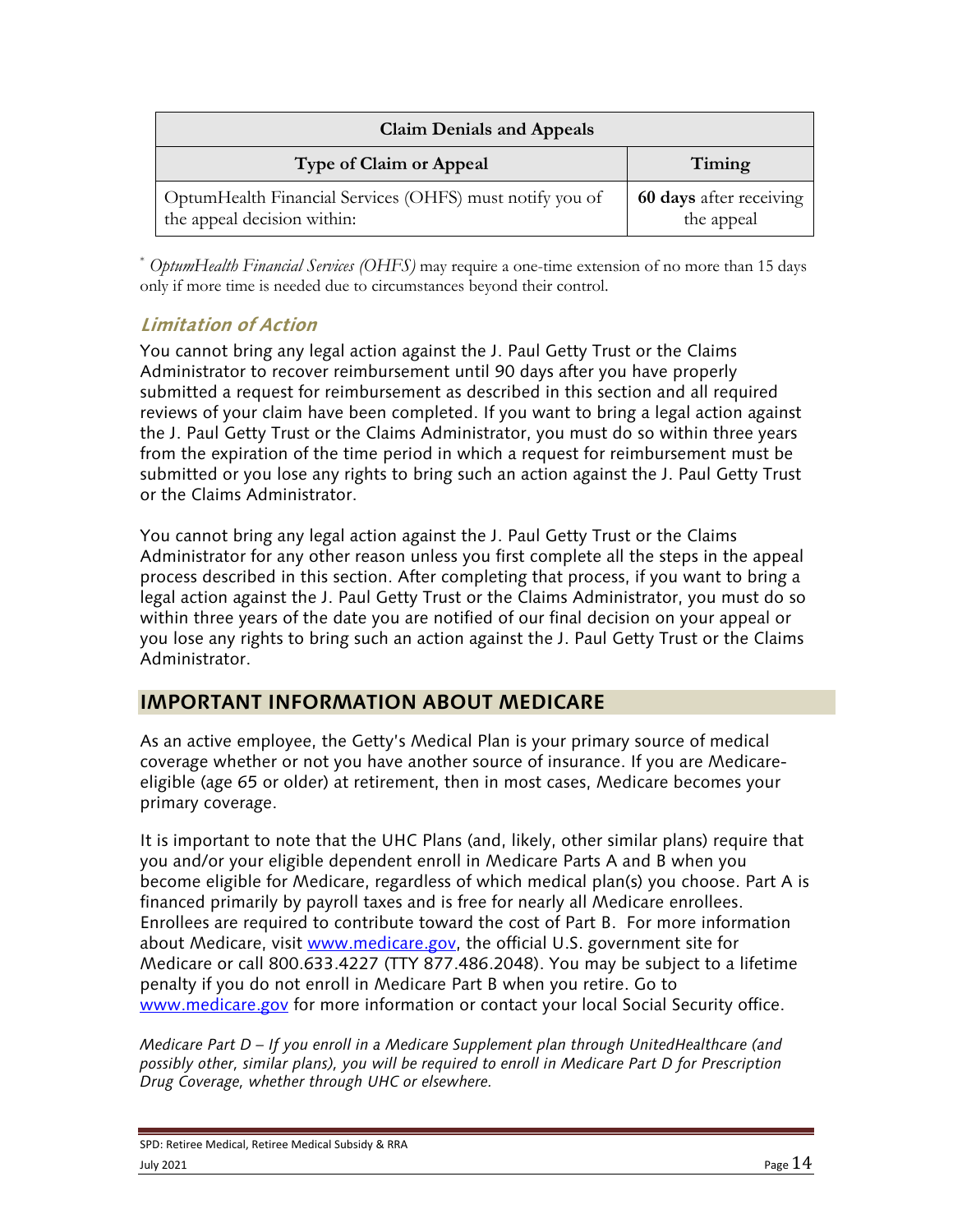| Claim Denials and Appeals | |
|---|---|
| **Type of Claim or Appeal** | **Timing** |
| OptumHealth Financial Services (OHFS) must notify you of the appeal decision within: | **60 days** after receiving the appeal |

* *OptumHealth Financial Services (OHFS)* may require a one-time extension of no more than 15 days only if more time is needed due to circumstances beyond their control.

### Limitation of Action

You cannot bring any legal action against the J. Paul Getty Trust or the Claims Administrator to recover reimbursement until 90 days after you have properly submitted a request for reimbursement as described in this section and all required reviews of your claim have been completed. If you want to bring a legal action against the J. Paul Getty Trust or the Claims Administrator, you must do so within three years from the expiration of the time period in which a request for reimbursement must be submitted or you lose any rights to bring such an action against the J. Paul Getty Trust or the Claims Administrator.

You cannot bring any legal action against the J. Paul Getty Trust or the Claims Administrator for any other reason unless you first complete all the steps in the appeal process described in this section. After completing that process, if you want to bring a legal action against the J. Paul Getty Trust or the Claims Administrator, you must do so within three years of the date you are notified of our final decision on your appeal or you lose any rights to bring such an action against the J. Paul Getty Trust or the Claims Administrator.

## IMPORTANT INFORMATION ABOUT MEDICARE

As an active employee, the Getty's Medical Plan is your primary source of medical coverage whether or not you have another source of insurance. If you are Medicare-eligible (age 65 or older) at retirement, then in most cases, Medicare becomes your primary coverage.

It is important to note that the UHC Plans (and, likely, other similar plans) require that you and/or your eligible dependent enroll in Medicare Parts A and B when you become eligible for Medicare, regardless of which medical plan(s) you choose. Part A is financed primarily by payroll taxes and is free for nearly all Medicare enrollees. Enrollees are required to contribute toward the cost of Part B. For more information about Medicare, visit www.medicare.gov, the official U.S. government site for Medicare or call 800.633.4227 (TTY 877.486.2048). You may be subject to a lifetime penalty if you do not enroll in Medicare Part B when you retire. Go to www.medicare.gov for more information or contact your local Social Security office.

*Medicare Part D – If you enroll in a Medicare Supplement plan through UnitedHealthcare (and possibly other, similar plans), you will be required to enroll in Medicare Part D for Prescription Drug Coverage, whether through UHC or elsewhere.*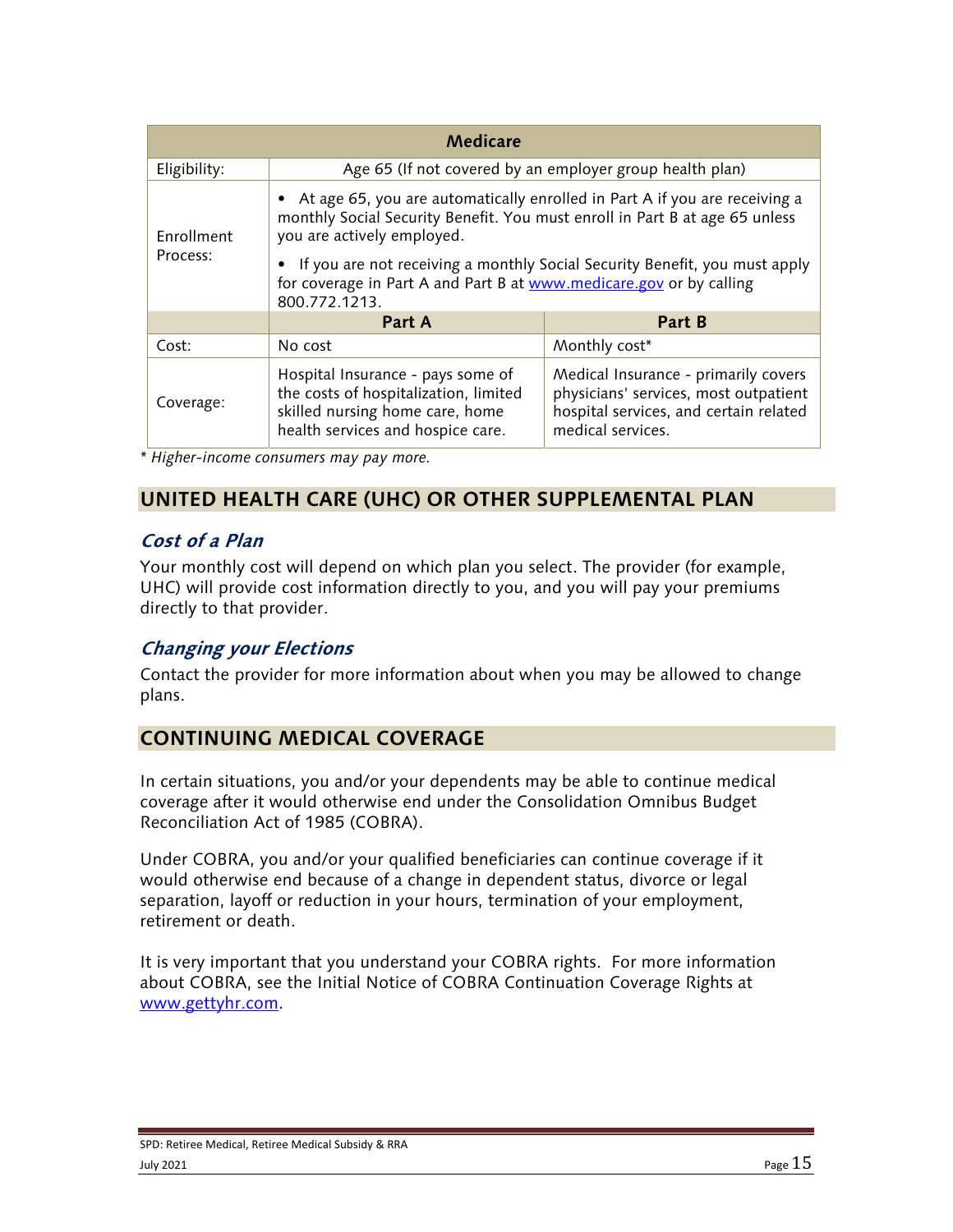| Medicare | | |
|---|---|---|
| Eligibility: | Age 65 (If not covered by an employer group health plan) | |
| Enrollment Process: | • At age 65, you are automatically enrolled in Part A if you are receiving a monthly Social Security Benefit. You must enroll in Part B at age 65 unless you are actively employed.<br>• If you are not receiving a monthly Social Security Benefit, you must apply for coverage in Part A and Part B at www.medicare.gov or by calling 800.772.1213. | |
| | **Part A** | **Part B** |
| Cost: | No cost | Monthly cost* |
| Coverage: | Hospital Insurance - pays some of the costs of hospitalization, limited skilled nursing home care, home health services and hospice care. | Medical Insurance - primarily covers physicians' services, most outpatient hospital services, and certain related medical services. |

*\* Higher-income consumers may pay more.*

## UNITED HEALTH CARE (UHC) OR OTHER SUPPLEMENTAL PLAN

### *Cost of a Plan*

Your monthly cost will depend on which plan you select. The provider (for example, UHC) will provide cost information directly to you, and you will pay your premiums directly to that provider.

### *Changing your Elections*

Contact the provider for more information about when you may be allowed to change plans.

## CONTINUING MEDICAL COVERAGE

In certain situations, you and/or your dependents may be able to continue medical coverage after it would otherwise end under the Consolidation Omnibus Budget Reconciliation Act of 1985 (COBRA).

Under COBRA, you and/or your qualified beneficiaries can continue coverage if it would otherwise end because of a change in dependent status, divorce or legal separation, layoff or reduction in your hours, termination of your employment, retirement or death.

It is very important that you understand your COBRA rights. For more information about COBRA, see the Initial Notice of COBRA Continuation Coverage Rights at www.gettyhr.com.